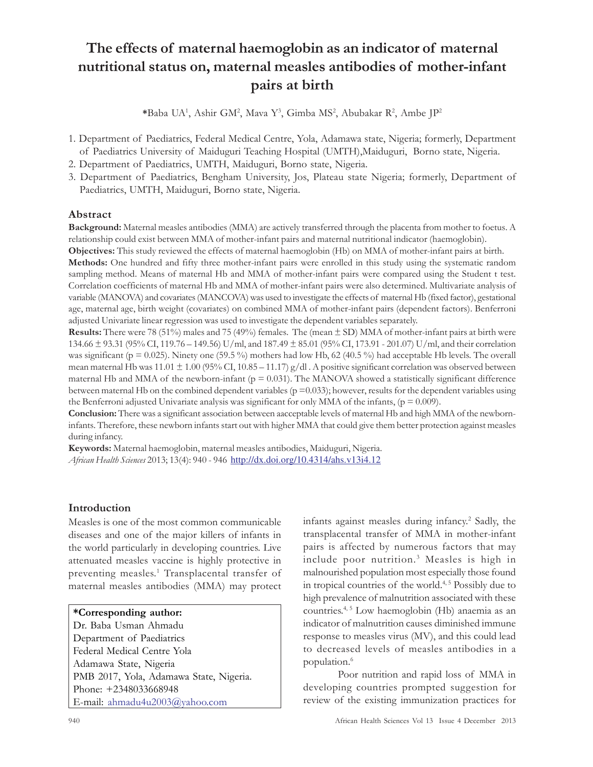# The effects of maternal haemoglobin as an indicator of maternal nutritional status on, maternal measles antibodies of mother-infant pairs at birth

*Baba UA[1], Ashir GM[2], Mava Y[3], Gimba MS[2], Abubakar R[2], Ambe JP[2]

1. Department of Paediatrics, Federal Medical Centre, Yola, Adamawa state, Nigeria; formerly, Department of Paediatrics University of Maiduguri Teaching Hospital (UMTH),Maiduguri, Borno state, Nigeria.
2. Department of Paediatrics, UMTH, Maiduguri, Borno state, Nigeria.
3. Department of Paediatrics, Bengham University, Jos, Plateau state Nigeria; formerly, Department of Paediatrics, UMTH, Maiduguri, Borno state, Nigeria.

## Abstract

**Background:** Maternal measles antibodies (MMA) are actively transferred through the placenta from mother to foetus. A relationship could exist between MMA of mother-infant pairs and maternal nutritional indicator (haemoglobin).

**Objectives:** This study reviewed the effects of maternal haemoglobin (Hb) on MMA of mother-infant pairs at birth.

**Methods:** One hundred and fifty three mother-infant pairs were enrolled in this study using the systematic random sampling method. Means of maternal Hb and MMA of mother-infant pairs were compared using the Student t test. Correlation coefficients of maternal Hb and MMA of mother-infant pairs were also determined. Multivariate analysis of variable (MANOVA) and covariates (MANCOVA) was used to investigate the effects of maternal Hb (fixed factor), gestational age, maternal age, birth weight (covariates) on combined MMA of mother-infant pairs (dependent factors). Benferroni adjusted Univariate linear regression was used to investigate the dependent variables separately.

**Results:** There were 78 (51%) males and 75 (49%) females. The (mean ± SD) MMA of mother-infant pairs at birth were 134.66 ± 93.31 (95% CI, 119.76 – 149.56) U/ml, and 187.49 ± 85.01 (95% CI, 173.91 - 201.07) U/ml, and their correlation was significant ($p = 0.025$). Ninety one (59.5 %) mothers had low Hb, 62 (40.5 %) had acceptable Hb levels. The overall mean maternal Hb was 11.01 ± 1.00 (95% CI, 10.85 – 11.17) g/dl . A positive significant correlation was observed between maternal Hb and MMA of the newborn-infant ($p = 0.031$). The MANOVA showed a statistically significant difference between maternal Hb on the combined dependent variables ($p = 0.033$); however, results for the dependent variables using the Benferroni adjusted Univariate analysis was significant for only MMA of the infants, ($p = 0.009$).

**Conclusion:** There was a significant association between aacceptable levels of maternal Hb and high MMA of the newborn-infants. Therefore, these newborn infants start out with higher MMA that could give them better protection against measles during infancy.

**Keywords:** Maternal haemoglobin, maternal measles antibodies, Maiduguri, Nigeria.

*African Health Sciences* 2013; 13(4): 940 - 946 http://dx.doi.org/10.4314/ahs.v13i4.12

## Introduction

Measles is one of the most common communicable diseases and one of the major killers of infants in the world particularly in developing countries. Live attenuated measles vaccine is highly protective in preventing measles.[1] Transplacental transfer of maternal measles antibodies (MMA) may protect infants against measles during infancy.[2] Sadly, the transplacental transfer of MMA in mother-infant pairs is affected by numerous factors that may include poor nutrition.[3] Measles is high in malnourished population most especially those found in tropical countries of the world.[4, 5] Possibly due to high prevalence of malnutrition associated with these countries.[4, 5] Low haemoglobin (Hb) anaemia as an indicator of malnutrition causes diminished immune response to measles virus (MV), and this could lead to decreased levels of measles antibodies in a population.[6]

Poor nutrition and rapid loss of MMA in developing countries prompted suggestion for review of the existing immunization practices for

**\*Corresponding author:**
Dr. Baba Usman Ahmadu
Department of Paediatrics
Federal Medical Centre Yola
Adamawa State, Nigeria
PMB 2017, Yola, Adamawa State, Nigeria.
Phone: +2348033668948
E-mail: ahmadu4u2003@yahoo.com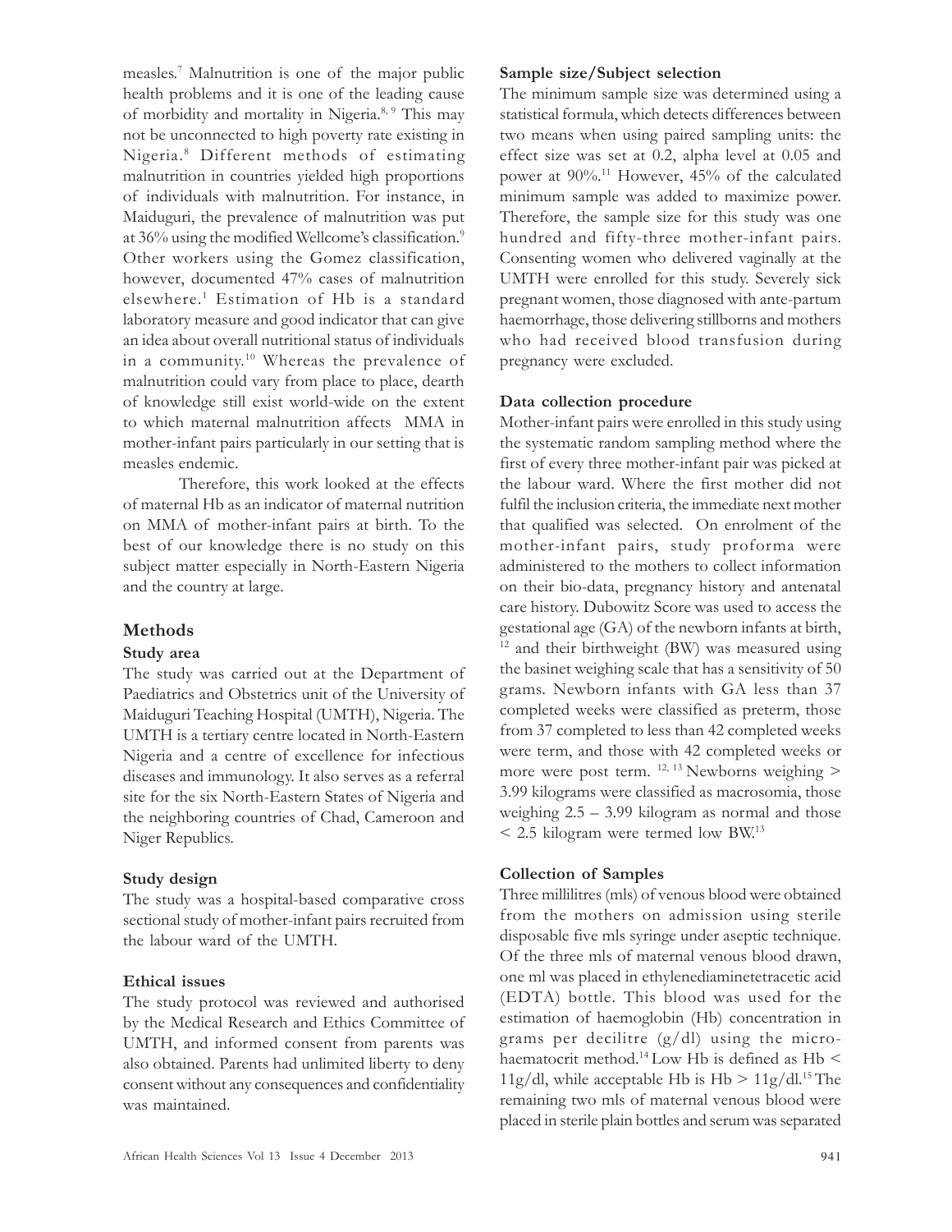measles.[7] Malnutrition is one of the major public health problems and it is one of the leading cause of morbidity and mortality in Nigeria.[8, 9] This may not be unconnected to high poverty rate existing in Nigeria.[8] Different methods of estimating malnutrition in countries yielded high proportions of individuals with malnutrition. For instance, in Maiduguri, the prevalence of malnutrition was put at 36% using the modified Wellcome's classification.[9] Other workers using the Gomez classification, however, documented 47% cases of malnutrition elsewhere.[1] Estimation of Hb is a standard laboratory measure and good indicator that can give an idea about overall nutritional status of individuals in a community.[10] Whereas the prevalence of malnutrition could vary from place to place, dearth of knowledge still exist world-wide on the extent to which maternal malnutrition affects MMA in mother-infant pairs particularly in our setting that is measles endemic.

Therefore, this work looked at the effects of maternal Hb as an indicator of maternal nutrition on MMA of mother-infant pairs at birth. To the best of our knowledge there is no study on this subject matter especially in North-Eastern Nigeria and the country at large.

## Methods

### Study area

The study was carried out at the Department of Paediatrics and Obstetrics unit of the University of Maiduguri Teaching Hospital (UMTH), Nigeria. The UMTH is a tertiary centre located in North-Eastern Nigeria and a centre of excellence for infectious diseases and immunology. It also serves as a referral site for the six North-Eastern States of Nigeria and the neighboring countries of Chad, Cameroon and Niger Republics.

### Study design

The study was a hospital-based comparative cross sectional study of mother-infant pairs recruited from the labour ward of the UMTH.

### Ethical issues

The study protocol was reviewed and authorised by the Medical Research and Ethics Committee of UMTH, and informed consent from parents was also obtained. Parents had unlimited liberty to deny consent without any consequences and confidentiality was maintained.

### Sample size/Subject selection

The minimum sample size was determined using a statistical formula, which detects differences between two means when using paired sampling units: the effect size was set at 0.2, alpha level at 0.05 and power at 90%.[11] However, 45% of the calculated minimum sample was added to maximize power. Therefore, the sample size for this study was one hundred and fifty-three mother-infant pairs. Consenting women who delivered vaginally at the UMTH were enrolled for this study. Severely sick pregnant women, those diagnosed with ante-partum haemorrhage, those delivering stillborns and mothers who had received blood transfusion during pregnancy were excluded.

### Data collection procedure

Mother-infant pairs were enrolled in this study using the systematic random sampling method where the first of every three mother-infant pair was picked at the labour ward. Where the first mother did not fulfil the inclusion criteria, the immediate next mother that qualified was selected. On enrolment of the mother-infant pairs, study proforma were administered to the mothers to collect information on their bio-data, pregnancy history and antenatal care history. Dubowitz Score was used to access the gestational age (GA) of the newborn infants at birth,[12] and their birthweight (BW) was measured using the basinet weighing scale that has a sensitivity of 50 grams. Newborn infants with GA less than 37 completed weeks were classified as preterm, those from 37 completed to less than 42 completed weeks were term, and those with 42 completed weeks or more were post term.[12, 13] Newborns weighing > 3.99 kilograms were classified as macrosomia, those weighing 2.5 – 3.99 kilogram as normal and those < 2.5 kilogram were termed low BW.[13]

### Collection of Samples

Three millilitres (mls) of venous blood were obtained from the mothers on admission using sterile disposable five mls syringe under aseptic technique. Of the three mls of maternal venous blood drawn, one ml was placed in ethylenediaminetetracetic acid (EDTA) bottle. This blood was used for the estimation of haemoglobin (Hb) concentration in grams per decilitre (g/dl) using the micro-haematocrit method.[14] Low Hb is defined as Hb < 11g/dl, while acceptable Hb is Hb > 11g/dl.[15] The remaining two mls of maternal venous blood were placed in sterile plain bottles and serum was separated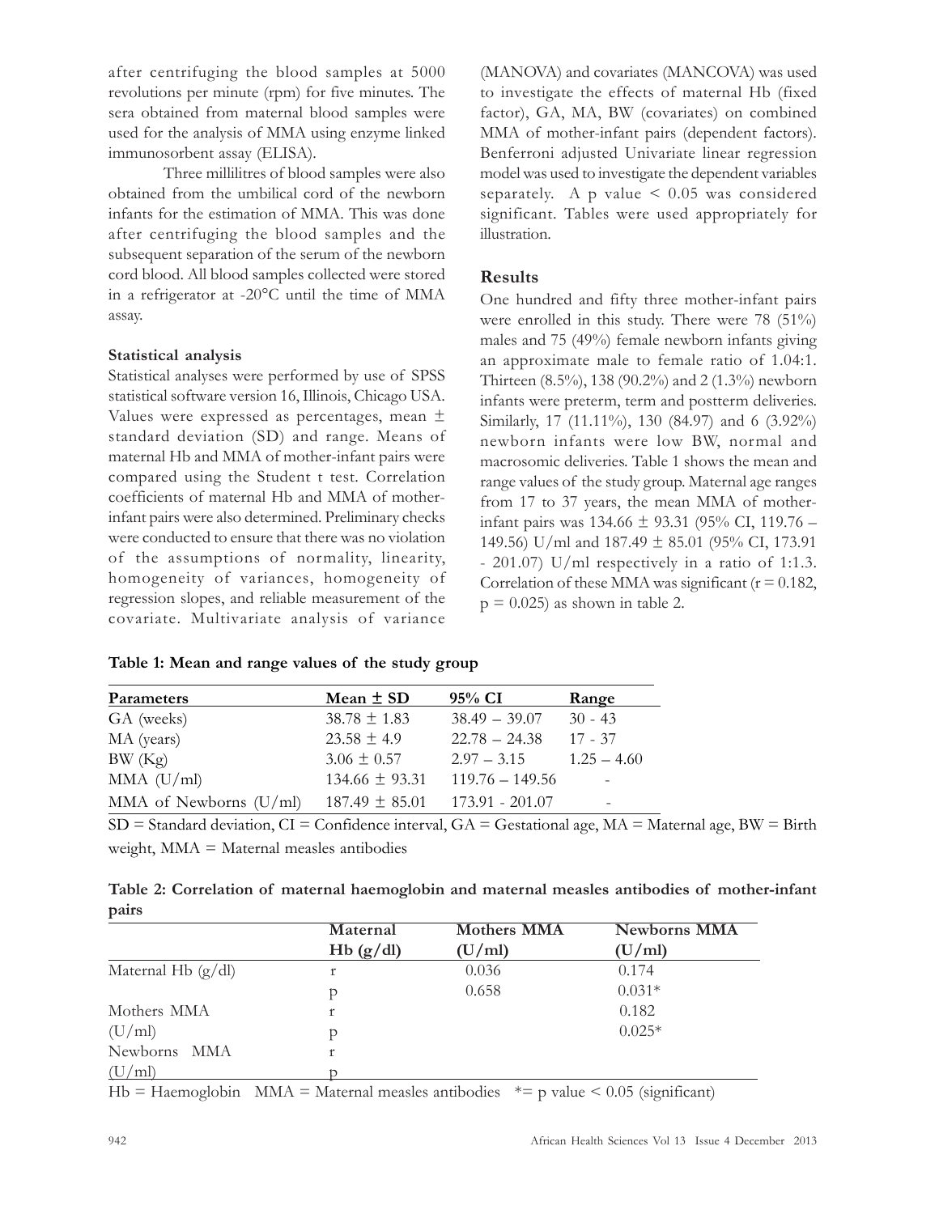after centrifuging the blood samples at 5000 revolutions per minute (rpm) for five minutes. The sera obtained from maternal blood samples were used for the analysis of MMA using enzyme linked immunosorbent assay (ELISA).

Three millilitres of blood samples were also obtained from the umbilical cord of the newborn infants for the estimation of MMA. This was done after centrifuging the blood samples and the subsequent separation of the serum of the newborn cord blood. All blood samples collected were stored in a refrigerator at -20°C until the time of MMA assay.

### Statistical analysis

Statistical analyses were performed by use of SPSS statistical software version 16, Illinois, Chicago USA. Values were expressed as percentages, mean ± standard deviation (SD) and range. Means of maternal Hb and MMA of mother-infant pairs were compared using the Student t test. Correlation coefficients of maternal Hb and MMA of mother-infant pairs were also determined. Preliminary checks were conducted to ensure that there was no violation of the assumptions of normality, linearity, homogeneity of variances, homogeneity of regression slopes, and reliable measurement of the covariate. Multivariate analysis of variance (MANOVA) and covariates (MANCOVA) was used to investigate the effects of maternal Hb (fixed factor), GA, MA, BW (covariates) on combined MMA of mother-infant pairs (dependent factors). Benferroni adjusted Univariate linear regression model was used to investigate the dependent variables separately. A p value < 0.05 was considered significant. Tables were used appropriately for illustration.

## Results

One hundred and fifty three mother-infant pairs were enrolled in this study. There were 78 (51%) males and 75 (49%) female newborn infants giving an approximate male to female ratio of 1.04:1. Thirteen (8.5%), 138 (90.2%) and 2 (1.3%) newborn infants were preterm, term and postterm deliveries. Similarly, 17 (11.11%), 130 (84.97) and 6 (3.92%) newborn infants were low BW, normal and macrosomic deliveries. Table 1 shows the mean and range values of the study group. Maternal age ranges from 17 to 37 years, the mean MMA of mother-infant pairs was 134.66 ± 93.31 (95% CI, 119.76 – 149.56) U/ml and 187.49 ± 85.01 (95% CI, 173.91 - 201.07) U/ml respectively in a ratio of 1:1.3. Correlation of these MMA was significant (r = 0.182, p = 0.025) as shown in table 2.

**Table 1: Mean and range values of the study group**

| Parameters | Mean ± SD | 95% CI | Range |
|---|---|---|---|
| GA (weeks) | 38.78 ± 1.83 | 38.49 – 39.07 | 30 - 43 |
| MA (years) | 23.58 ± 4.9 | 22.78 – 24.38 | 17 - 37 |
| BW (Kg) | 3.06 ± 0.57 | 2.97 – 3.15 | 1.25 – 4.60 |
| MMA (U/ml) | 134.66 ± 93.31 | 119.76 – 149.56 | - |
| MMA of Newborns (U/ml) | 187.49 ± 85.01 | 173.91 - 201.07 | - |

SD = Standard deviation, CI = Confidence interval, GA = Gestational age, MA = Maternal age, BW = Birth weight, MMA = Maternal measles antibodies

**Table 2: Correlation of maternal haemoglobin and maternal measles antibodies of mother-infant pairs**

| | Maternal Hb (g/dl) | Mothers MMA (U/ml) | Newborns MMA (U/ml) |
|---|---|---|---|
| Maternal Hb (g/dl) | r | 0.036 | 0.174 |
| | p | 0.658 | 0.031* |
| Mothers MMA | r | | 0.182 |
| (U/ml) | p | | 0.025* |
| Newborns MMA | r | | |
| (U/ml) | p | | |

Hb = Haemoglobin MMA = Maternal measles antibodies *= p value < 0.05 (significant)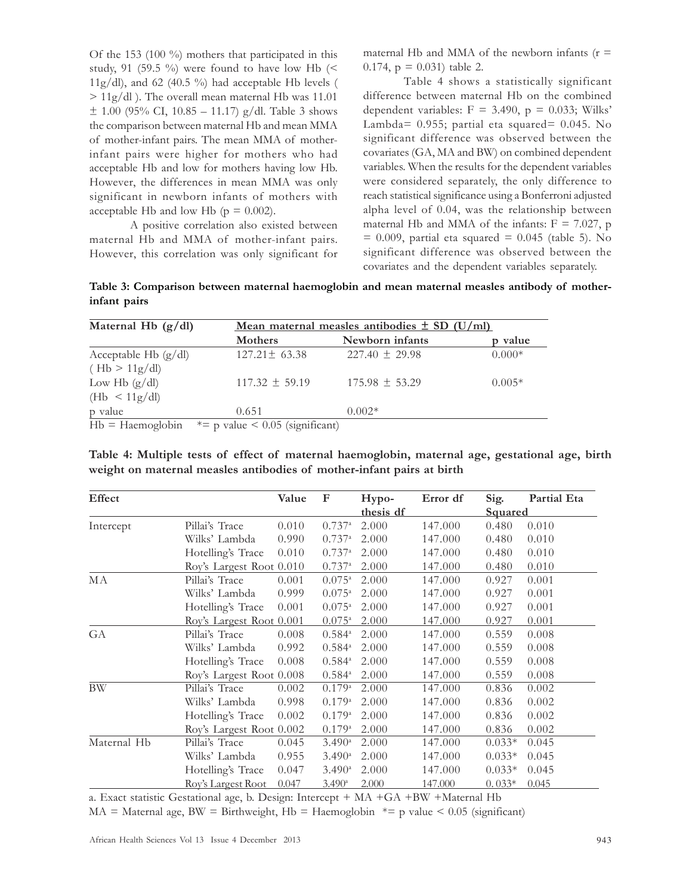Of the 153 (100 %) mothers that participated in this study, 91 (59.5 %) were found to have low Hb (< 11g/dl), and 62 (40.5 %) had acceptable Hb levels ( > 11g/dl ). The overall mean maternal Hb was 11.01 ± 1.00 (95% CI, 10.85 – 11.17) g/dl. Table 3 shows the comparison between maternal Hb and mean MMA of mother-infant pairs. The mean MMA of mother-infant pairs were higher for mothers who had acceptable Hb and low for mothers having low Hb. However, the differences in mean MMA was only significant in newborn infants of mothers with acceptable Hb and low Hb ($p = 0.002$).

A positive correlation also existed between maternal Hb and MMA of mother-infant pairs. However, this correlation was only significant for maternal Hb and MMA of the newborn infants ($r = 0.174$, $p = 0.031$) table 2.

Table 4 shows a statistically significant difference between maternal Hb on the combined dependent variables: $F = 3.490$, $p = 0.033$; Wilks' Lambda= 0.955; partial eta squared= 0.045. No significant difference was observed between the covariates (GA, MA and BW) on combined dependent variables. When the results for the dependent variables were considered separately, the only difference to reach statistical significance using a Bonferroni adjusted alpha level of 0.04, was the relationship between maternal Hb and MMA of the infants: $F = 7.027$, $p = 0.009$, partial eta squared = 0.045 (table 5). No significant difference was observed between the covariates and the dependent variables separately.

**Table 3: Comparison between maternal haemoglobin and mean maternal measles antibody of mother-infant pairs**

| Maternal Hb (g/dl) | Mean maternal measles antibodies ± SD (U/ml) | | |
|---|---|---|---|
| | Mothers | Newborn infants | p value |
| Acceptable Hb (g/dl) ( Hb > 11g/dl) | 127.21± 63.38 | 227.40 ± 29.98 | 0.000* |
| Low Hb (g/dl) (Hb < 11g/dl) | 117.32 ± 59.19 | 175.98 ± 53.29 | 0.005* |
| p value | 0.651 | 0.002* | |

Hb = Haemoglobin   *= p value < 0.05 (significant)

**Table 4: Multiple tests of effect of maternal haemoglobin, maternal age, gestational age, birth weight on maternal measles antibodies of mother-infant pairs at birth**

| Effect | | Value | F | Hypothesis df | Error df | Sig. | Partial Eta Squared |
|---|---|---|---|---|---|---|---|
| Intercept | Pillai's Trace | 0.010 | 0.737[a] | 2.000 | 147.000 | 0.480 | 0.010 |
| | Wilks' Lambda | 0.990 | 0.737[a] | 2.000 | 147.000 | 0.480 | 0.010 |
| | Hotelling's Trace | 0.010 | 0.737[a] | 2.000 | 147.000 | 0.480 | 0.010 |
| | Roy's Largest Root | 0.010 | 0.737[a] | 2.000 | 147.000 | 0.480 | 0.010 |
| MA | Pillai's Trace | 0.001 | 0.075[a] | 2.000 | 147.000 | 0.927 | 0.001 |
| | Wilks' Lambda | 0.999 | 0.075[a] | 2.000 | 147.000 | 0.927 | 0.001 |
| | Hotelling's Trace | 0.001 | 0.075[a] | 2.000 | 147.000 | 0.927 | 0.001 |
| | Roy's Largest Root | 0.001 | 0.075[a] | 2.000 | 147.000 | 0.927 | 0.001 |
| GA | Pillai's Trace | 0.008 | 0.584[a] | 2.000 | 147.000 | 0.559 | 0.008 |
| | Wilks' Lambda | 0.992 | 0.584[a] | 2.000 | 147.000 | 0.559 | 0.008 |
| | Hotelling's Trace | 0.008 | 0.584[a] | 2.000 | 147.000 | 0.559 | 0.008 |
| | Roy's Largest Root | 0.008 | 0.584[a] | 2.000 | 147.000 | 0.559 | 0.008 |
| BW | Pillai's Trace | 0.002 | 0.179[a] | 2.000 | 147.000 | 0.836 | 0.002 |
| | Wilks' Lambda | 0.998 | 0.179[a] | 2.000 | 147.000 | 0.836 | 0.002 |
| | Hotelling's Trace | 0.002 | 0.179[a] | 2.000 | 147.000 | 0.836 | 0.002 |
| | Roy's Largest Root | 0.002 | 0.179[a] | 2.000 | 147.000 | 0.836 | 0.002 |
| Maternal Hb | Pillai's Trace | 0.045 | 3.490[a] | 2.000 | 147.000 | 0.033* | 0.045 |
| | Wilks' Lambda | 0.955 | 3.490[a] | 2.000 | 147.000 | 0.033* | 0.045 |
| | Hotelling's Trace | 0.047 | 3.490[a] | 2.000 | 147.000 | 0.033* | 0.045 |
| | Roy's Largest Root | 0.047 | 3.490[a] | 2.000 | 147.000 | 0.033* | 0.045 |

a. Exact statistic Gestational age, b. Design: Intercept + MA +GA +BW +Maternal Hb

MA = Maternal age, BW = Birthweight, Hb = Haemoglobin   *= p value < 0.05 (significant)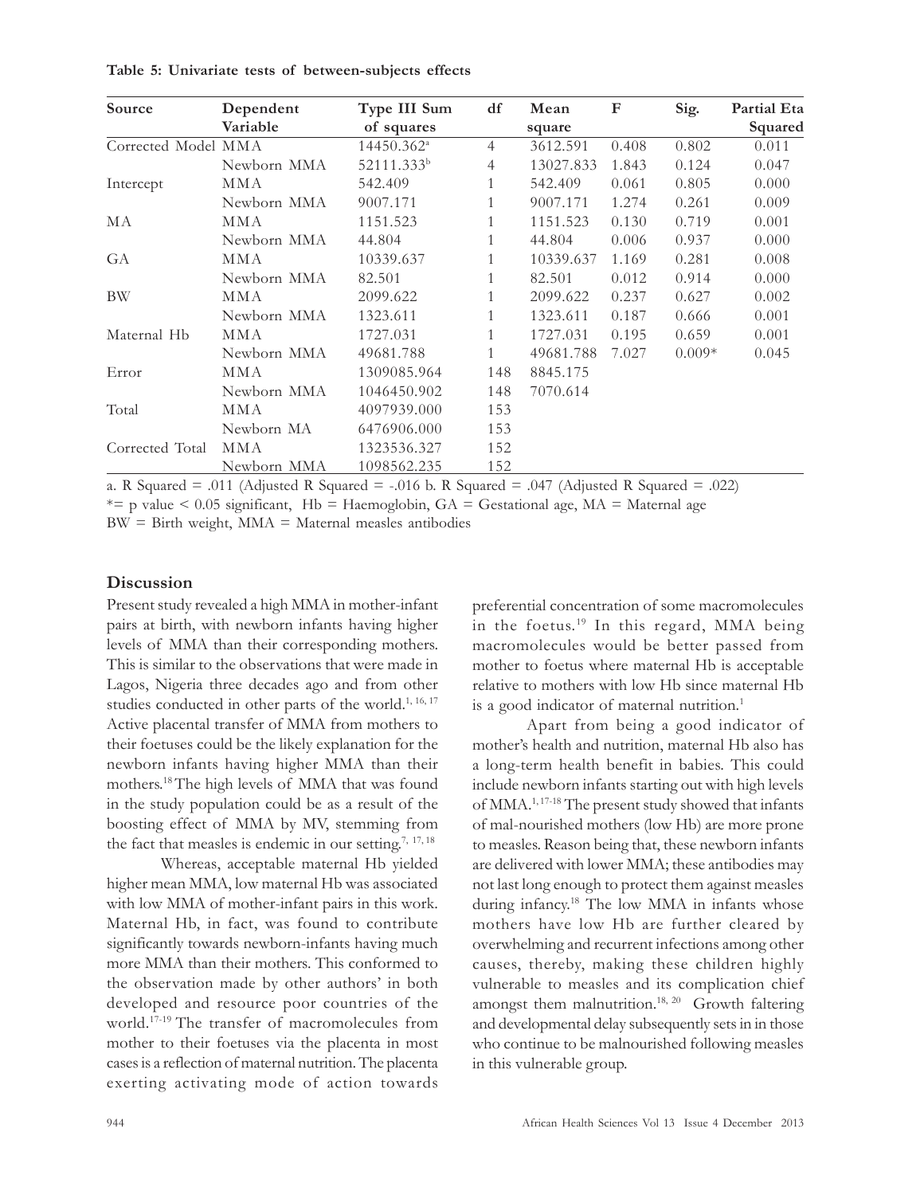**Table 5: Univariate tests of between-subjects effects**

| Source | Dependent Variable | Type III Sum of squares | df | Mean square | F | Sig. | Partial Eta Squared |
|---|---|---|---|---|---|---|---|
| Corrected Model | MMA | 14450.362[a] | 4 | 3612.591 | 0.408 | 0.802 | 0.011 |
| | Newborn MMA | 52111.333[b] | 4 | 13027.833 | 1.843 | 0.124 | 0.047 |
| Intercept | MMA | 542.409 | 1 | 542.409 | 0.061 | 0.805 | 0.000 |
| | Newborn MMA | 9007.171 | 1 | 9007.171 | 1.274 | 0.261 | 0.009 |
| MA | MMA | 1151.523 | 1 | 1151.523 | 0.130 | 0.719 | 0.001 |
| | Newborn MMA | 44.804 | 1 | 44.804 | 0.006 | 0.937 | 0.000 |
| GA | MMA | 10339.637 | 1 | 10339.637 | 1.169 | 0.281 | 0.008 |
| | Newborn MMA | 82.501 | 1 | 82.501 | 0.012 | 0.914 | 0.000 |
| BW | MMA | 2099.622 | 1 | 2099.622 | 0.237 | 0.627 | 0.002 |
| | Newborn MMA | 1323.611 | 1 | 1323.611 | 0.187 | 0.666 | 0.001 |
| Maternal Hb | MMA | 1727.031 | 1 | 1727.031 | 0.195 | 0.659 | 0.001 |
| | Newborn MMA | 49681.788 | 1 | 49681.788 | 7.027 | 0.009* | 0.045 |
| Error | MMA | 1309085.964 | 148 | 8845.175 | | | |
| | Newborn MMA | 1046450.902 | 148 | 7070.614 | | | |
| Total | MMA | 4097939.000 | 153 | | | | |
| | Newborn MA | 6476906.000 | 153 | | | | |
| Corrected Total | MMA | 1323536.327 | 152 | | | | |
| | Newborn MMA | 1098562.235 | 152 | | | | |

a. R Squared = .011 (Adjusted R Squared = -.016 b. R Squared = .047 (Adjusted R Squared = .022)
*= p value < 0.05 significant, Hb = Haemoglobin, GA = Gestational age, MA = Maternal age
BW = Birth weight, MMA = Maternal measles antibodies

## Discussion

Present study revealed a high MMA in mother-infant pairs at birth, with newborn infants having higher levels of MMA than their corresponding mothers. This is similar to the observations that were made in Lagos, Nigeria three decades ago and from other studies conducted in other parts of the world.[1, 16, 17] Active placental transfer of MMA from mothers to their foetuses could be the likely explanation for the newborn infants having higher MMA than their mothers.[18] The high levels of MMA that was found in the study population could be as a result of the boosting effect of MMA by MV, stemming from the fact that measles is endemic in our setting.[7, 17, 18]

Whereas, acceptable maternal Hb yielded higher mean MMA, low maternal Hb was associated with low MMA of mother-infant pairs in this work. Maternal Hb, in fact, was found to contribute significantly towards newborn-infants having much more MMA than their mothers. This conformed to the observation made by other authors' in both developed and resource poor countries of the world.[17-19] The transfer of macromolecules from mother to their foetuses via the placenta in most cases is a reflection of maternal nutrition. The placenta exerting activating mode of action towards preferential concentration of some macromolecules in the foetus.[19] In this regard, MMA being macromolecules would be better passed from mother to foetus where maternal Hb is acceptable relative to mothers with low Hb since maternal Hb is a good indicator of maternal nutrition.[1]

Apart from being a good indicator of mother's health and nutrition, maternal Hb also has a long-term health benefit in babies. This could include newborn infants starting out with high levels of MMA.[1, 17-18] The present study showed that infants of mal-nourished mothers (low Hb) are more prone to measles. Reason being that, these newborn infants are delivered with lower MMA; these antibodies may not last long enough to protect them against measles during infancy.[18] The low MMA in infants whose mothers have low Hb are further cleared by overwhelming and recurrent infections among other causes, thereby, making these children highly vulnerable to measles and its complication chief amongst them malnutrition.[18, 20] Growth faltering and developmental delay subsequently sets in in those who continue to be malnourished following measles in this vulnerable group.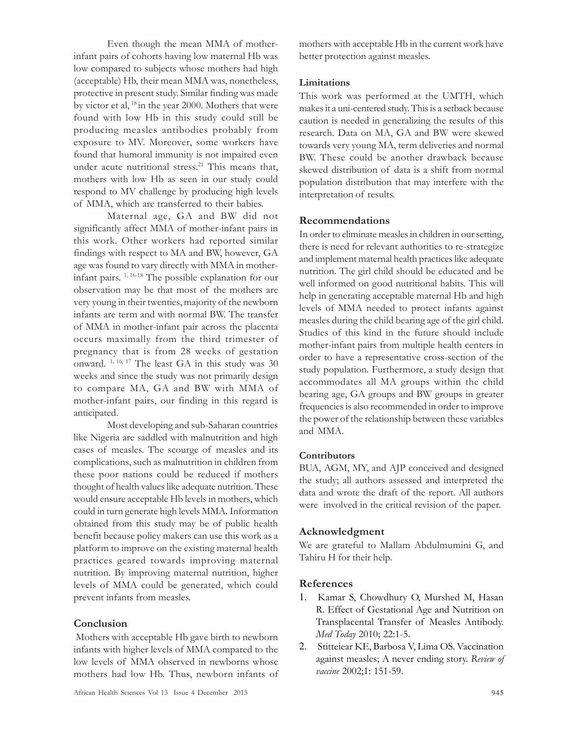Even though the mean MMA of mother-infant pairs of cohorts having low maternal Hb was low compared to subjects whose mothers had high (acceptable) Hb, their mean MMA was, nonetheless, protective in present study. Similar finding was made by victor et al, [18] in the year 2000. Mothers that were found with low Hb in this study could still be producing measles antibodies probably from exposure to MV. Moreover, some workers have found that humoral immunity is not impaired even under acute nutritional stress.[21] This means that, mothers with low Hb as seen in our study could respond to MV challenge by producing high levels of MMA, which are transferred to their babies.

Maternal age, GA and BW did not significantly affect MMA of mother-infant pairs in this work. Other workers had reported similar findings with respect to MA and BW, however, GA age was found to vary directly with MMA in mother-infant pairs. [1, 16-18] The possible explanation for our observation may be that most of the mothers are very young in their twenties, majority of the newborn infants are term and with normal BW. The transfer of MMA in mother-infant pair across the placenta occurs maximally from the third trimester of pregnancy that is from 28 weeks of gestation onward. [1, 16, 17] The least GA in this study was 30 weeks and since the study was not primarily design to compare MA, GA and BW with MMA of mother-infant pairs, our finding in this regard is anticipated.

Most developing and sub-Saharan countries like Nigeria are saddled with malnutrition and high cases of measles. The scourge of measles and its complications, such as malnutrition in children from these poor nations could be reduced if mothers thought of health values like adequate nutrition. These would ensure acceptable Hb levels in mothers, which could in turn generate high levels MMA. Information obtained from this study may be of public health benefit because policy makers can use this work as a platform to improve on the existing maternal health practices geared towards improving maternal nutrition. By improving maternal nutrition, higher levels of MMA could be generated, which could prevent infants from measles.

## Conclusion

Mothers with acceptable Hb gave birth to newborn infants with higher levels of MMA compared to the low levels of MMA observed in newborns whose mothers had low Hb. Thus, newborn infants of mothers with acceptable Hb in the current work have better protection against measles.

### Limitations

This work was performed at the UMTH, which makes it a uni-centered study. This is a setback because caution is needed in generalizing the results of this research. Data on MA, GA and BW were skewed towards very young MA, term deliveries and normal BW. These could be another drawback because skewed distribution of data is a shift from normal population distribution that may interfere with the interpretation of results.

## Recommendations

In order to eliminate measles in children in our setting, there is need for relevant authorities to re-strategize and implement maternal health practices like adequate nutrition. The girl child should be educated and be well informed on good nutritional habits. This will help in generating acceptable maternal Hb and high levels of MMA needed to protect infants against measles during the child bearing age of the girl child. Studies of this kind in the future should include mother-infant pairs from multiple health centers in order to have a representative cross-section of the study population. Furthermore, a study design that accommodates all MA groups within the child bearing age, GA groups and BW groups in greater frequencies is also recommended in order to improve the power of the relationship between these variables and MMA.

### Contributors

BUA, AGM, MY, and AJP conceived and designed the study; all authors assessed and interpreted the data and wrote the draft of the report. All authors were involved in the critical revision of the paper.

## Acknowledgment

We are grateful to Mallam Abdulmumini G, and Tahiru H for their help.

## References

1. Kamar S, Chowdhury O, Murshed M, Hasan R. Effect of Gestational Age and Nutrition on Transplacental Transfer of Measles Antibody. *Med Today* 2010; 22:1-5.
2. Stitteiear KE, Barbosa V, Lima OS. Vaccination against measles; A never ending story. *Review of vaccine* 2002;1: 151-59.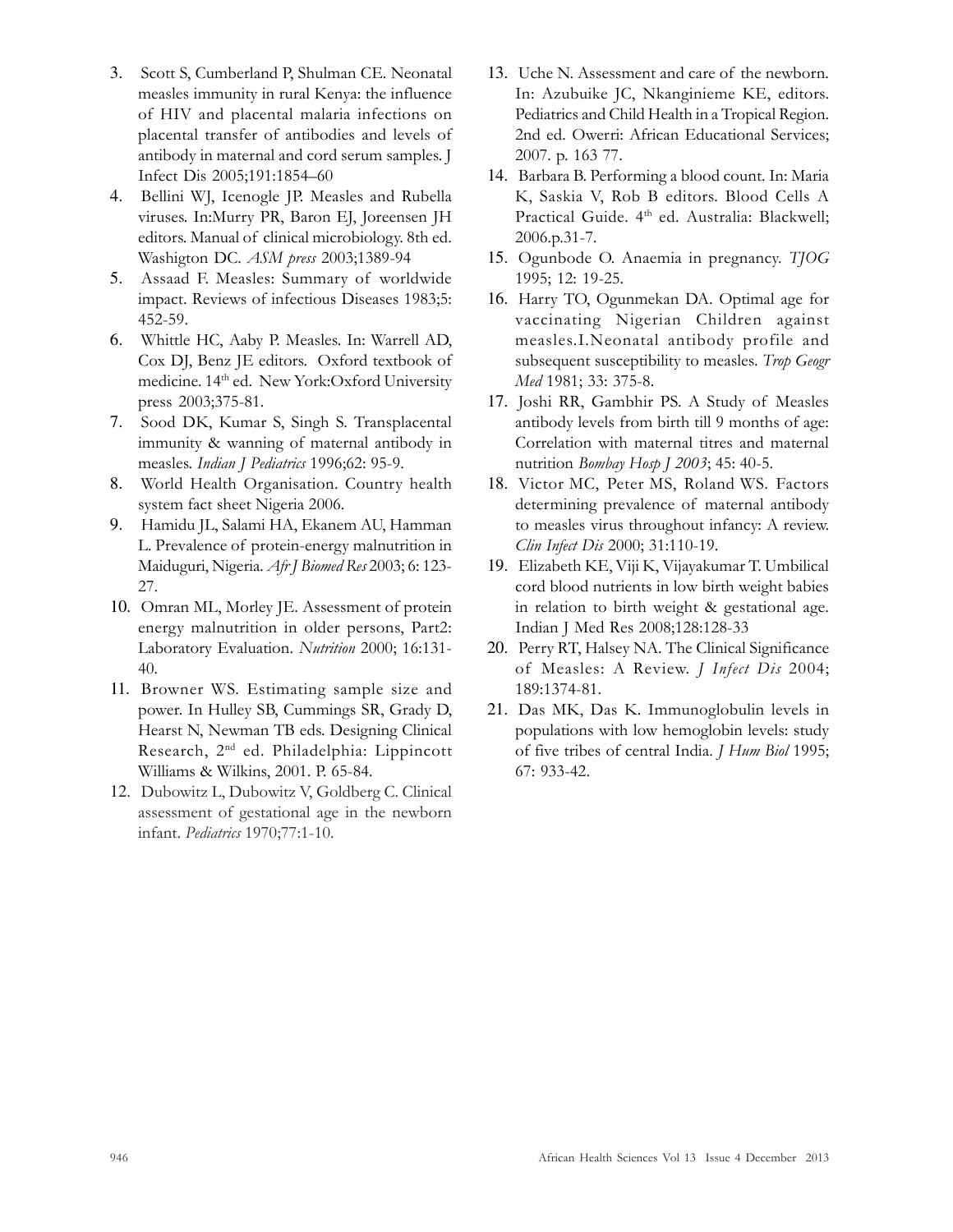3. Scott S, Cumberland P, Shulman CE. Neonatal measles immunity in rural Kenya: the influence of HIV and placental malaria infections on placental transfer of antibodies and levels of antibody in maternal and cord serum samples. J Infect Dis 2005;191:1854–60
4. Bellini WJ, Icenogle JP. Measles and Rubella viruses. In:Murry PR, Baron EJ, Joreensen JH editors. Manual of clinical microbiology. 8th ed. Washigton DC. *ASM press* 2003;1389-94
5. Assaad F. Measles: Summary of worldwide impact. Reviews of infectious Diseases 1983;5: 452-59.
6. Whittle HC, Aaby P. Measles. In: Warrell AD, Cox DJ, Benz JE editors. Oxford textbook of medicine. 14th ed. New York:Oxford University press 2003;375-81.
7. Sood DK, Kumar S, Singh S. Transplacental immunity & wanning of maternal antibody in measles. *Indian J Pediatrics* 1996;62: 95-9.
8. World Health Organisation. Country health system fact sheet Nigeria 2006.
9. Hamidu JL, Salami HA, Ekanem AU, Hamman L. Prevalence of protein-energy malnutrition in Maiduguri, Nigeria. *Afr J Biomed Res* 2003; 6: 123-27.
10. Omran ML, Morley JE. Assessment of protein energy malnutrition in older persons, Part2: Laboratory Evaluation. *Nutrition* 2000; 16:131-40.
11. Browner WS. Estimating sample size and power. In Hulley SB, Cummings SR, Grady D, Hearst N, Newman TB eds. Designing Clinical Research, 2nd ed. Philadelphia: Lippincott Williams & Wilkins, 2001. P. 65-84.
12. Dubowitz L, Dubowitz V, Goldberg C. Clinical assessment of gestational age in the newborn infant. *Pediatrics* 1970;77:1-10.
13. Uche N. Assessment and care of the newborn. In: Azubuike JC, Nkanginieme KE, editors. Pediatrics and Child Health in a Tropical Region. 2nd ed. Owerri: African Educational Services; 2007. p. 163 77.
14. Barbara B. Performing a blood count. In: Maria K, Saskia V, Rob B editors. Blood Cells A Practical Guide. 4th ed. Australia: Blackwell; 2006.p.31-7.
15. Ogunbode O. Anaemia in pregnancy. *TJOG* 1995; 12: 19-25.
16. Harry TO, Ogunmekan DA. Optimal age for vaccinating Nigerian Children against measles.I.Neonatal antibody profile and subsequent susceptibility to measles. *Trop Geogr Med* 1981; 33: 375-8.
17. Joshi RR, Gambhir PS. A Study of Measles antibody levels from birth till 9 months of age: Correlation with maternal titres and maternal nutrition *Bombay Hosp J 2003*; 45: 40-5.
18. Victor MC, Peter MS, Roland WS. Factors determining prevalence of maternal antibody to measles virus throughout infancy: A review. *Clin Infect Dis* 2000; 31:110-19.
19. Elizabeth KE, Viji K, Vijayakumar T. Umbilical cord blood nutrients in low birth weight babies in relation to birth weight & gestational age. Indian J Med Res 2008;128:128-33
20. Perry RT, Halsey NA. The Clinical Significance of Measles: A Review. *J Infect Dis* 2004; 189:1374-81.
21. Das MK, Das K. Immunoglobulin levels in populations with low hemoglobin levels: study of five tribes of central India. *J Hum Biol* 1995; 67: 933-42.